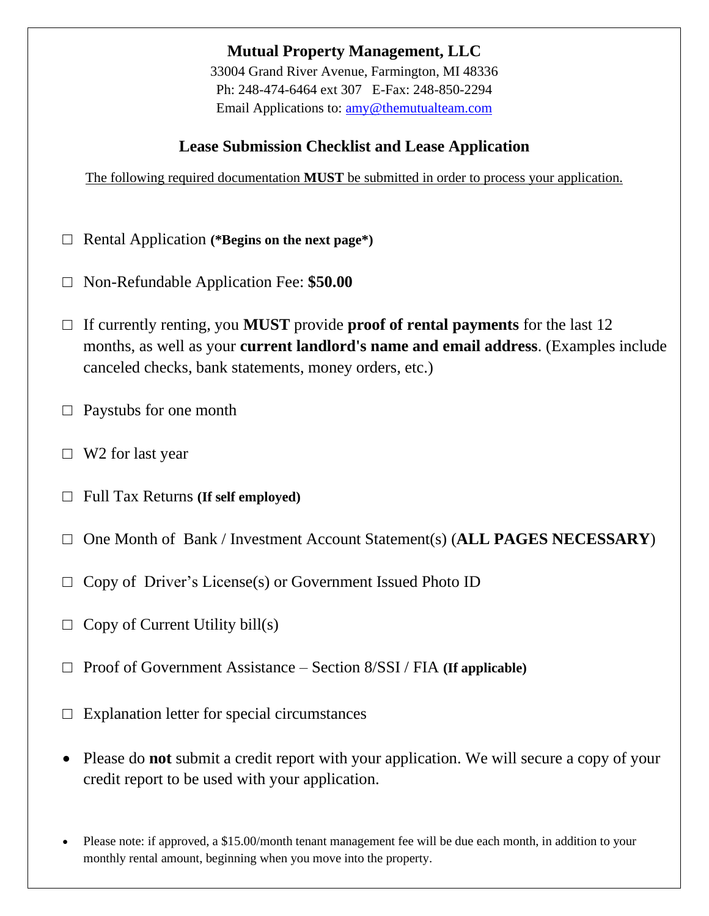# Mutual Property Management, LLC

33004 Grand River Avenue, Farmington, MI 48336
Ph: 248-474-6464 ext 307   E-Fax: 248-850-2294
Email Applications to: amy@themutualteam.com

## Lease Submission Checklist and Lease Application

The following required documentation **MUST** be submitted in order to process your application.

- ☐ Rental Application **(*Begins on the next page*)**
- ☐ Non-Refundable Application Fee: **$50.00**
- ☐ If currently renting, you **MUST** provide **proof of rental payments** for the last 12 months, as well as your **current landlord's name and email address**. (Examples include canceled checks, bank statements, money orders, etc.)
- ☐ Paystubs for one month
- ☐ W2 for last year
- ☐ Full Tax Returns **(If self employed)**
- ☐ One Month of Bank / Investment Account Statement(s) (**ALL PAGES NECESSARY**)
- ☐ Copy of Driver's License(s) or Government Issued Photo ID
- ☐ Copy of Current Utility bill(s)
- ☐ Proof of Government Assistance – Section 8/SSI / FIA **(If applicable)**
- ☐ Explanation letter for special circumstances

- Please do **not** submit a credit report with your application. We will secure a copy of your credit report to be used with your application.

- Please note: if approved, a $15.00/month tenant management fee will be due each month, in addition to your monthly rental amount, beginning when you move into the property.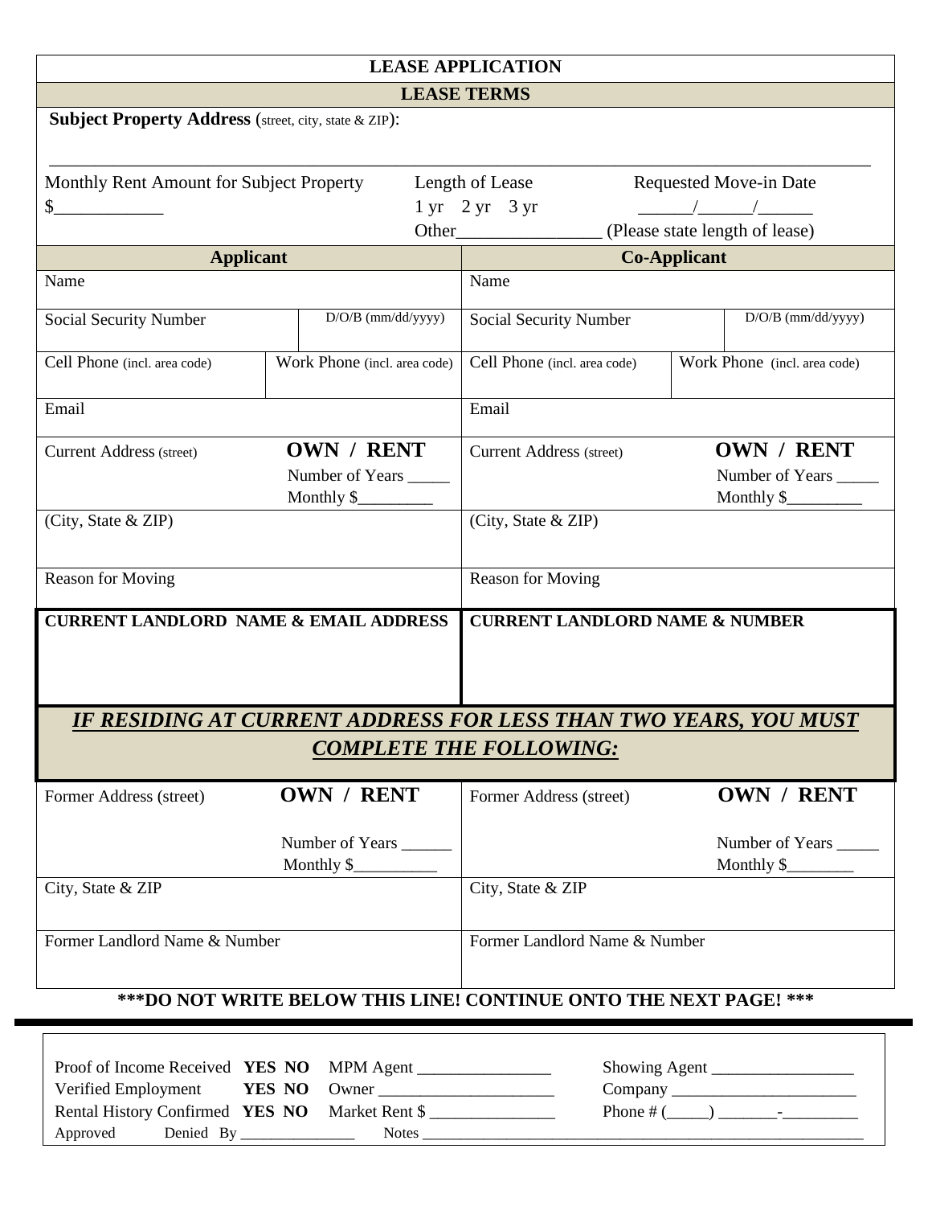# LEASE APPLICATION

## LEASE TERMS

**Subject Property Address** (street, city, state & ZIP):

______________________________________________________________________________

| Monthly Rent Amount for Subject Property | Length of Lease | Requested Move-in Date |
|---|---|---|
| $____________ | 1 yr 2 yr 3 yr<br>Other________________ (Please state length of lease) | ______/______/______ |

| Applicant | | Co-Applicant | |
|---|---|---|---|
| Name | | Name | |
| Social Security Number | D/O/B (mm/dd/yyyy) | Social Security Number | D/O/B (mm/dd/yyyy) |
| Cell Phone (incl. area code) | Work Phone (incl. area code) | Cell Phone (incl. area code) | Work Phone (incl. area code) |
| Email | | Email | |
| Current Address (street) | **OWN / RENT**<br>Number of Years _____<br>Monthly $_________ | Current Address (street) | **OWN / RENT**<br>Number of Years _____<br>Monthly $_________ |
| (City, State & ZIP) | | (City, State & ZIP) | |
| Reason for Moving | | Reason for Moving | |
| **CURRENT LANDLORD NAME & EMAIL ADDRESS** | | **CURRENT LANDLORD NAME & NUMBER** | |

***IF RESIDING AT CURRENT ADDRESS FOR LESS THAN TWO YEARS, YOU MUST COMPLETE THE FOLLOWING:***

| | | | |
|---|---|---|---|
| Former Address (street) | **OWN / RENT**<br>Number of Years ______<br>Monthly $__________ | Former Address (street) | **OWN / RENT**<br>Number of Years _____<br>Monthly $________ |
| City, State & ZIP | | City, State & ZIP | |
| Former Landlord Name & Number | | Former Landlord Name & Number | |

**\*\*\*DO NOT WRITE BELOW THIS LINE! CONTINUE ONTO THE NEXT PAGE! \*\*\***

---

Proof of Income Received **YES NO** MPM Agent ________________ Showing Agent _________________
Verified Employment **YES NO** Owner _____________________ Company _______________________
Rental History Confirmed **YES NO** Market Rent $ _______________ Phone # (_____) _______-_________
Approved Denied By _______________ Notes ___________________________________________________________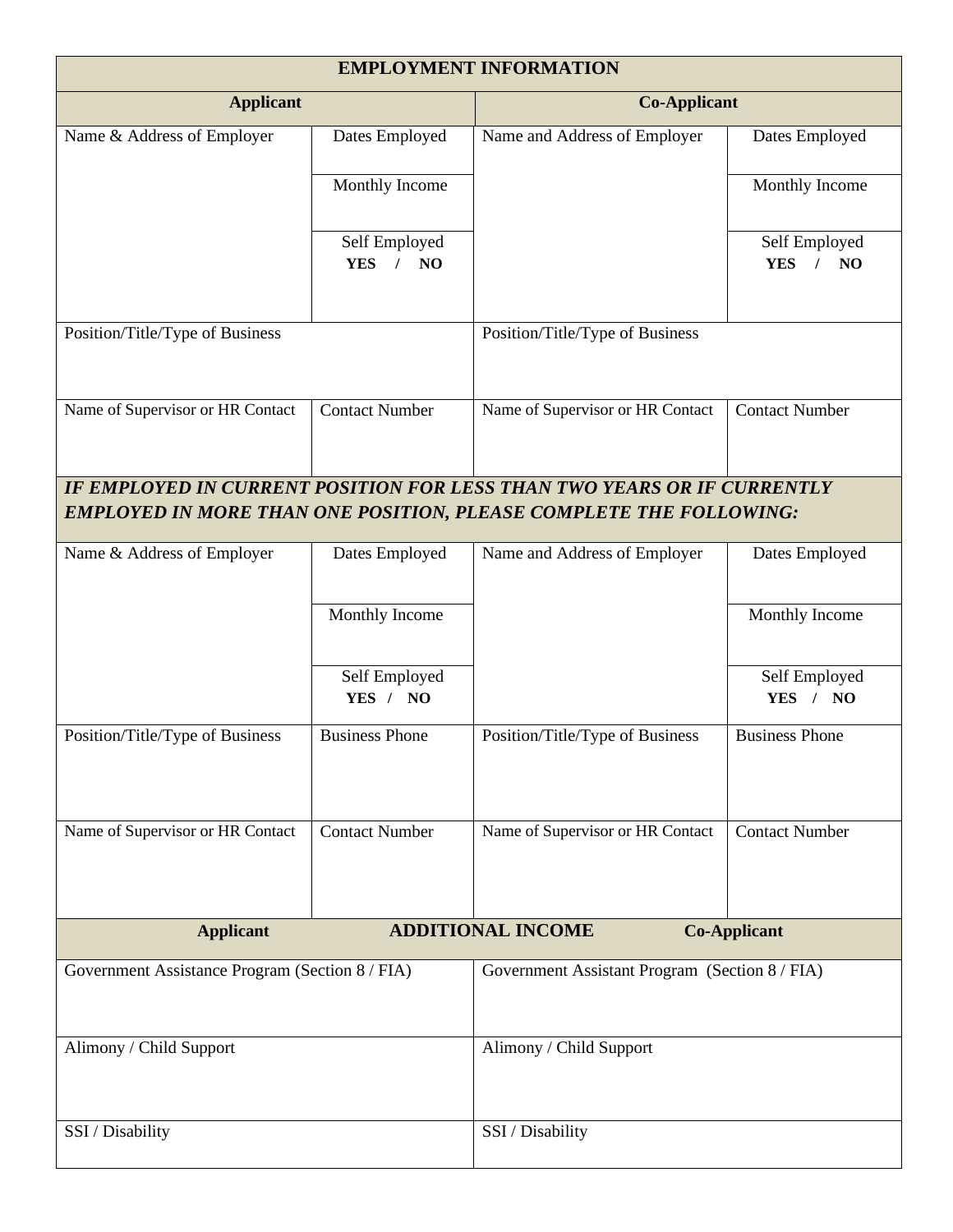| EMPLOYMENT INFORMATION | | | |
|---|---|---|---|
| **Applicant** | | **Co-Applicant** | |
| Name & Address of Employer | Dates Employed | Name and Address of Employer | Dates Employed |
| | Monthly Income | | Monthly Income |
| | Self Employed **YES / NO** | | Self Employed **YES / NO** |
| Position/Title/Type of Business | | Position/Title/Type of Business | |
| Name of Supervisor or HR Contact | Contact Number | Name of Supervisor or HR Contact | Contact Number |

***IF EMPLOYED IN CURRENT POSITION FOR LESS THAN TWO YEARS OR IF CURRENTLY EMPLOYED IN MORE THAN ONE POSITION, PLEASE COMPLETE THE FOLLOWING:***

| | | | |
|---|---|---|---|
| Name & Address of Employer | Dates Employed | Name and Address of Employer | Dates Employed |
| | Monthly Income | | Monthly Income |
| | Self Employed **YES / NO** | | Self Employed **YES / NO** |
| Position/Title/Type of Business | Business Phone | Position/Title/Type of Business | Business Phone |
| Name of Supervisor or HR Contact | Contact Number | Name of Supervisor or HR Contact | Contact Number |

| **Applicant** — **ADDITIONAL INCOME** | **Co-Applicant** |
|---|---|
| Government Assistance Program (Section 8 / FIA) | Government Assistant Program (Section 8 / FIA) |
| Alimony / Child Support | Alimony / Child Support |
| SSI / Disability | SSI / Disability |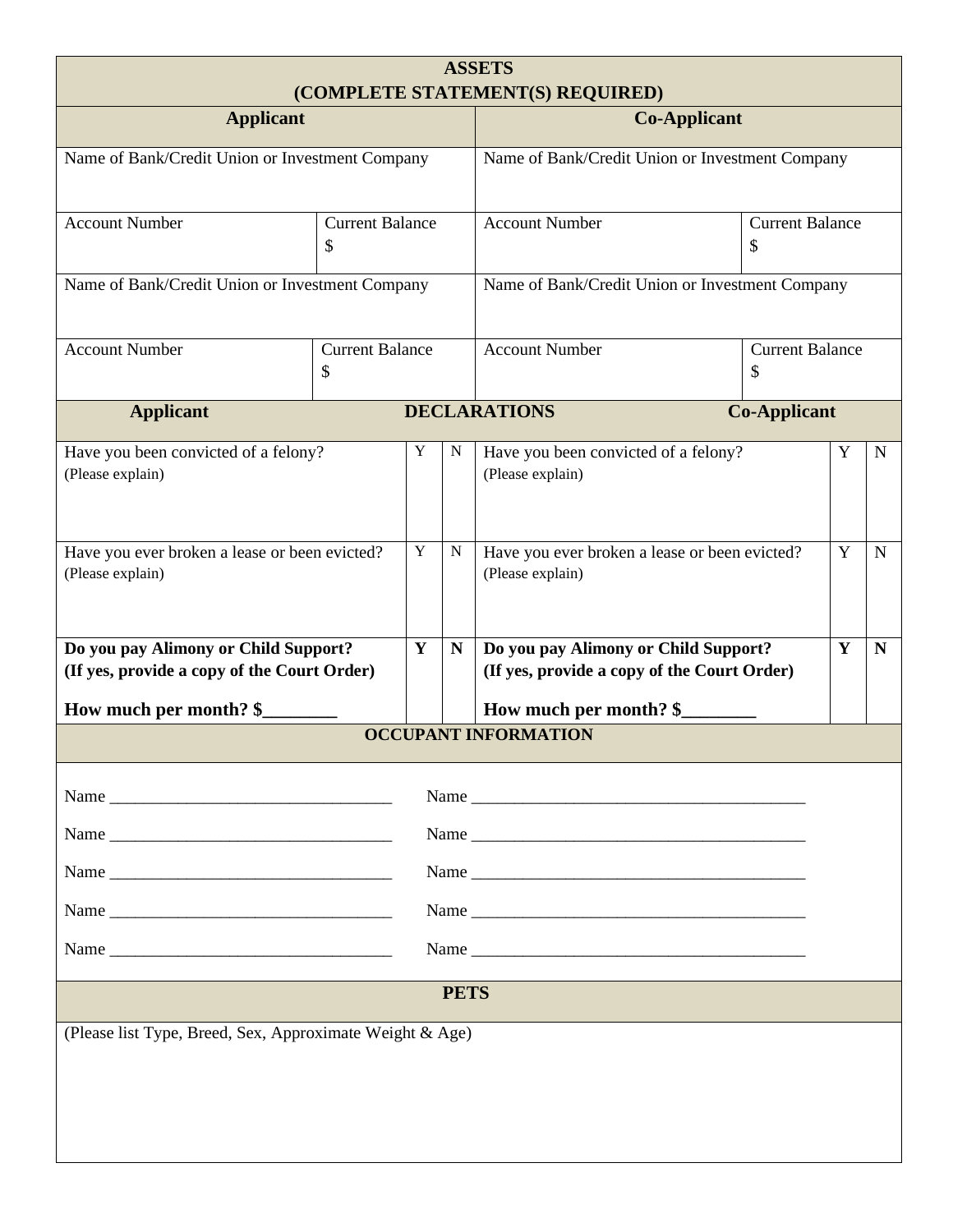## ASSETS
## (COMPLETE STATEMENT(S) REQUIRED)

| Applicant | | Co-Applicant | |
|---|---|---|---|
| Name of Bank/Credit Union or Investment Company | | Name of Bank/Credit Union or Investment Company | |
| Account Number | Current Balance<br>$ | Account Number | Current Balance<br>$ |
| Name of Bank/Credit Union or Investment Company | | Name of Bank/Credit Union or Investment Company | |
| Account Number | Current Balance<br>$ | Account Number | Current Balance<br>$ |

## DECLARATIONS

| Applicant | Y | N | Co-Applicant | Y | N |
|---|---|---|---|---|---|
| Have you been convicted of a felony?<br>(Please explain) | Y | N | Have you been convicted of a felony?<br>(Please explain) | Y | N |
| Have you ever broken a lease or been evicted?<br>(Please explain) | Y | N | Have you ever broken a lease or been evicted?<br>(Please explain) | Y | N |
| **Do you pay Alimony or Child Support?**<br>**(If yes, provide a copy of the Court Order)**<br>**How much per month? $________** | **Y** | **N** | **Do you pay Alimony or Child Support?**<br>**(If yes, provide a copy of the Court Order)**<br>**How much per month? $________** | **Y** | **N** |

## OCCUPANT INFORMATION

Name __________________________________ Name _________________________________________

Name __________________________________ Name _________________________________________

Name __________________________________ Name _________________________________________

Name __________________________________ Name _________________________________________

Name __________________________________ Name _________________________________________

## PETS

(Please list Type, Breed, Sex, Approximate Weight & Age)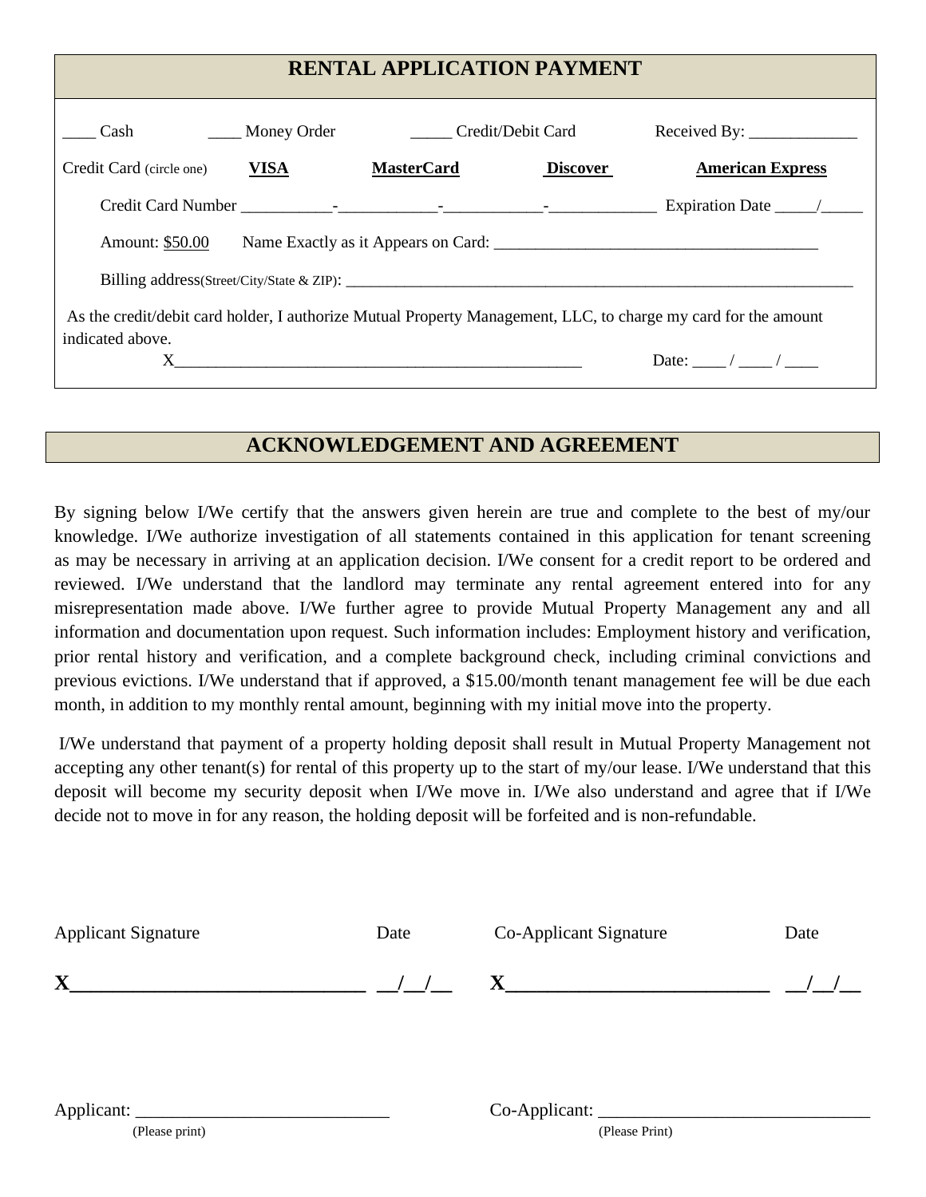## RENTAL APPLICATION PAYMENT

____ Cash ____ Money Order _____ Credit/Debit Card Received By: _____________

Credit Card (circle one) **VISA** **MasterCard** **Discover** **American Express**

Credit Card Number ___________-____________-____________-_____________ Expiration Date _____/_____

Amount: $50.00 Name Exactly as it Appears on Card: ________________________________________

Billing address(Street/City/State & ZIP): _________________________________________________________________

As the credit/debit card holder, I authorize Mutual Property Management, LLC, to charge my card for the amount indicated above.

X___________________________________________________ Date: ____ / ____ / ____

## ACKNOWLEDGEMENT AND AGREEMENT

By signing below I/We certify that the answers given herein are true and complete to the best of my/our knowledge. I/We authorize investigation of all statements contained in this application for tenant screening as may be necessary in arriving at an application decision. I/We consent for a credit report to be ordered and reviewed. I/We understand that the landlord may terminate any rental agreement entered into for any misrepresentation made above. I/We further agree to provide Mutual Property Management any and all information and documentation upon request. Such information includes: Employment history and verification, prior rental history and verification, and a complete background check, including criminal convictions and previous evictions. I/We understand that if approved, a $15.00/month tenant management fee will be due each month, in addition to my monthly rental amount, beginning with my initial move into the property.

I/We understand that payment of a property holding deposit shall result in Mutual Property Management not accepting any other tenant(s) for rental of this property up to the start of my/our lease. I/We understand that this deposit will become my security deposit when I/We move in. I/We also understand and agree that if I/We decide not to move in for any reason, the holding deposit will be forfeited and is non-refundable.

Applicant Signature Date Co-Applicant Signature Date

**X_____________________________ __/__/__ X__________________________ __/__/__**

Applicant: ____________________________ Co-Applicant: ______________________________

(Please print) (Please Print)